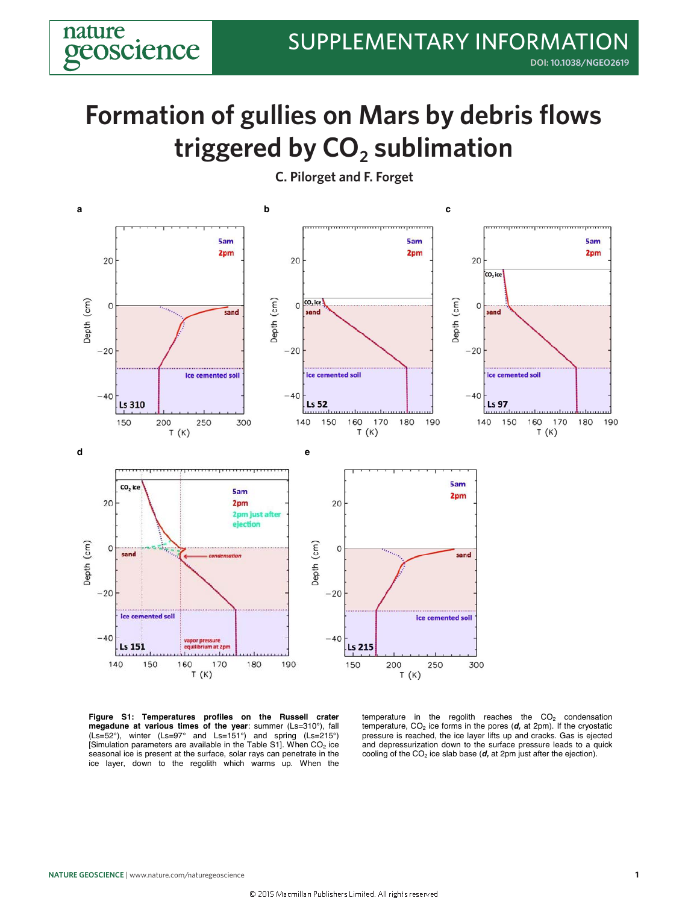# Formation of gullies on Mars by debris flows triggered by $CO_2$ sublimation

**C. Pilorget and F. Forget**

**Figure S1: Temperatures profiles on the Russell crater megadune at various times of the year**: summer (Ls=310°), fall (Ls=52°), winter (Ls=97° and Ls=151°) and spring (Ls=215°) [Simulation parameters are available in the Table S1]. When $CO_2$ ice seasonal ice is present at the surface, solar rays can penetrate in the ice layer, down to the regolith which warms up. When the temperature in the regolith reaches the $CO_2$ condensation temperature, $CO_2$ ice forms in the pores (***d***, at 2pm). If the cryostatic pressure is reached, the ice layer lifts up and cracks. Gas is ejected and depressurization down to the surface pressure leads to a quick cooling of the $CO_2$ ice slab base (***d***, at 2pm just after the ejection).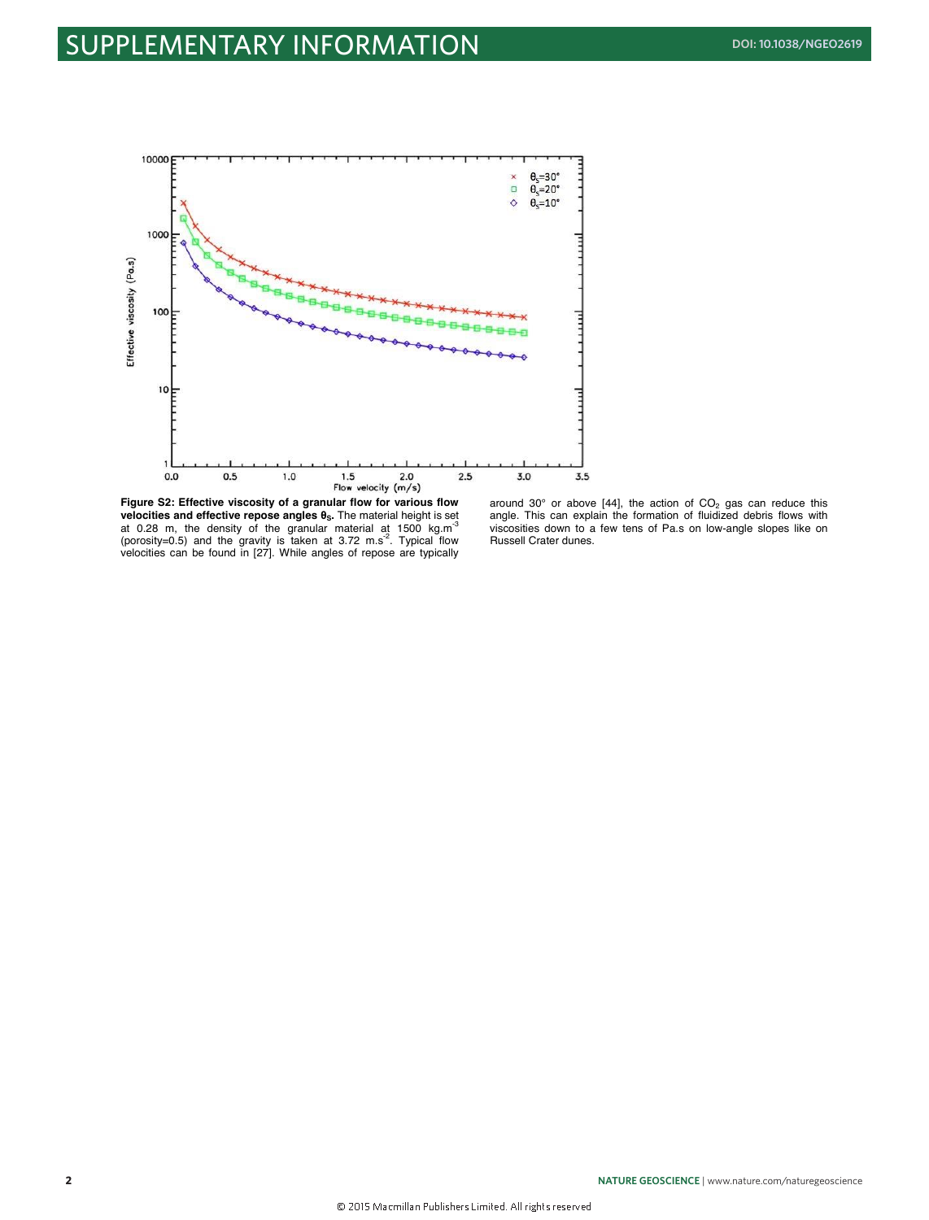**Figure S2: Effective viscosity of a granular flow for various flow velocities and effective repose angles $\theta_S$.** The material height is set at 0.28 m, the density of the granular material at 1500 kg.m$^{-3}$ (porosity=0.5) and the gravity is taken at 3.72 m.s$^{-2}$. Typical flow velocities can be found in [27]. While angles of repose are typically around 30° or above [44], the action of $CO_2$ gas can reduce this angle. This can explain the formation of fluidized debris flows with viscosities down to a few tens of Pa.s on low-angle slopes like on Russell Crater dunes.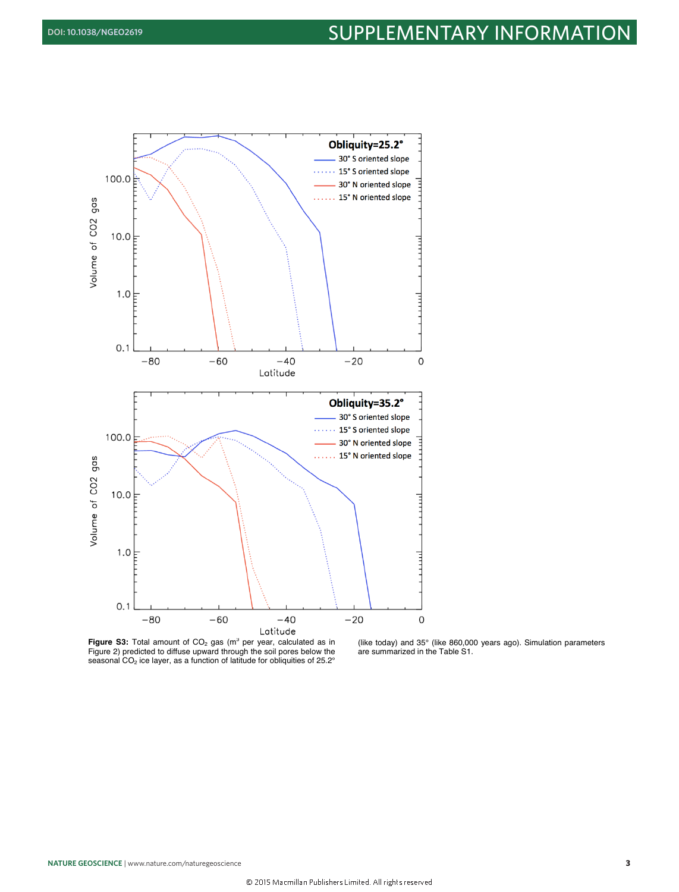**Figure S3:** Total amount of $CO_2$ gas ($m^3$ per year, calculated as in Figure 2) predicted to diffuse upward through the soil pores below the seasonal $CO_2$ ice layer, as a function of latitude for obliquities of 25.2° (like today) and 35° (like 860,000 years ago). Simulation parameters are summarized in the Table S1.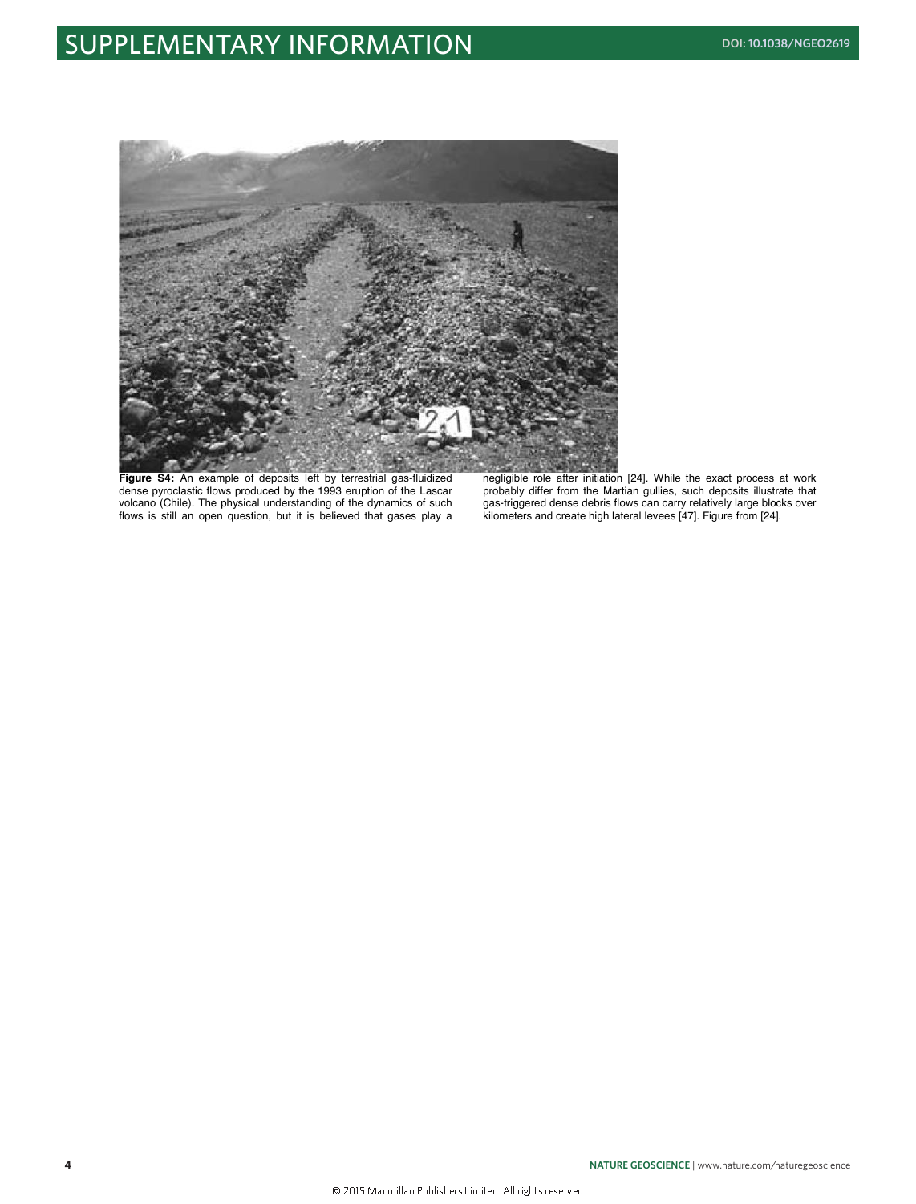**Figure S4:** An example of deposits left by terrestrial gas-fluidized dense pyroclastic flows produced by the 1993 eruption of the Lascar volcano (Chile). The physical understanding of the dynamics of such flows is still an open question, but it is believed that gases play a negligible role after initiation [24]. While the exact process at work probably differ from the Martian gullies, such deposits illustrate that gas-triggered dense debris flows can carry relatively large blocks over kilometers and create high lateral levees [47]. Figure from [24].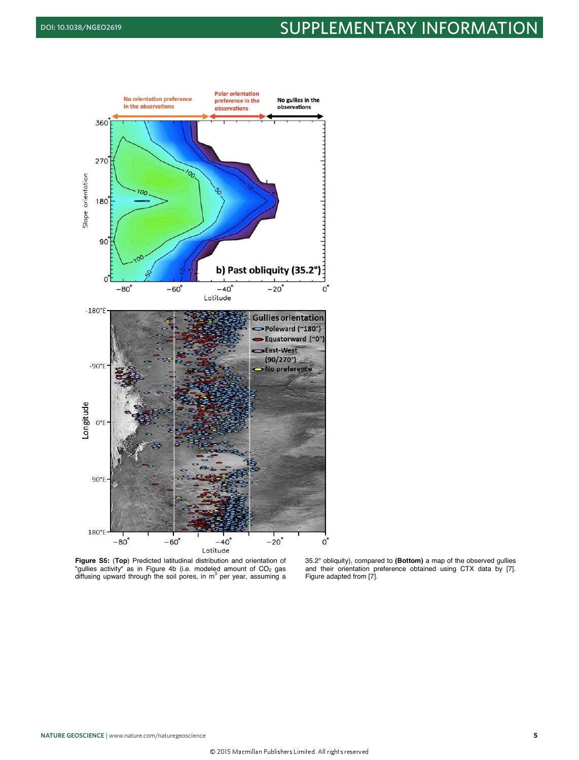**Figure S5:** (**Top**) Predicted latitudinal distribution and orientation of "gullies activity" as in Figure 4b (i.e. modeled amount of $CO_2$ gas diffusing upward through the soil pores, in $m^3$ per year, assuming a 35.2° obliquity), compared to **(Bottom)** a map of the observed gullies and their orientation preference obtained using CTX data by [7]. Figure adapted from [7].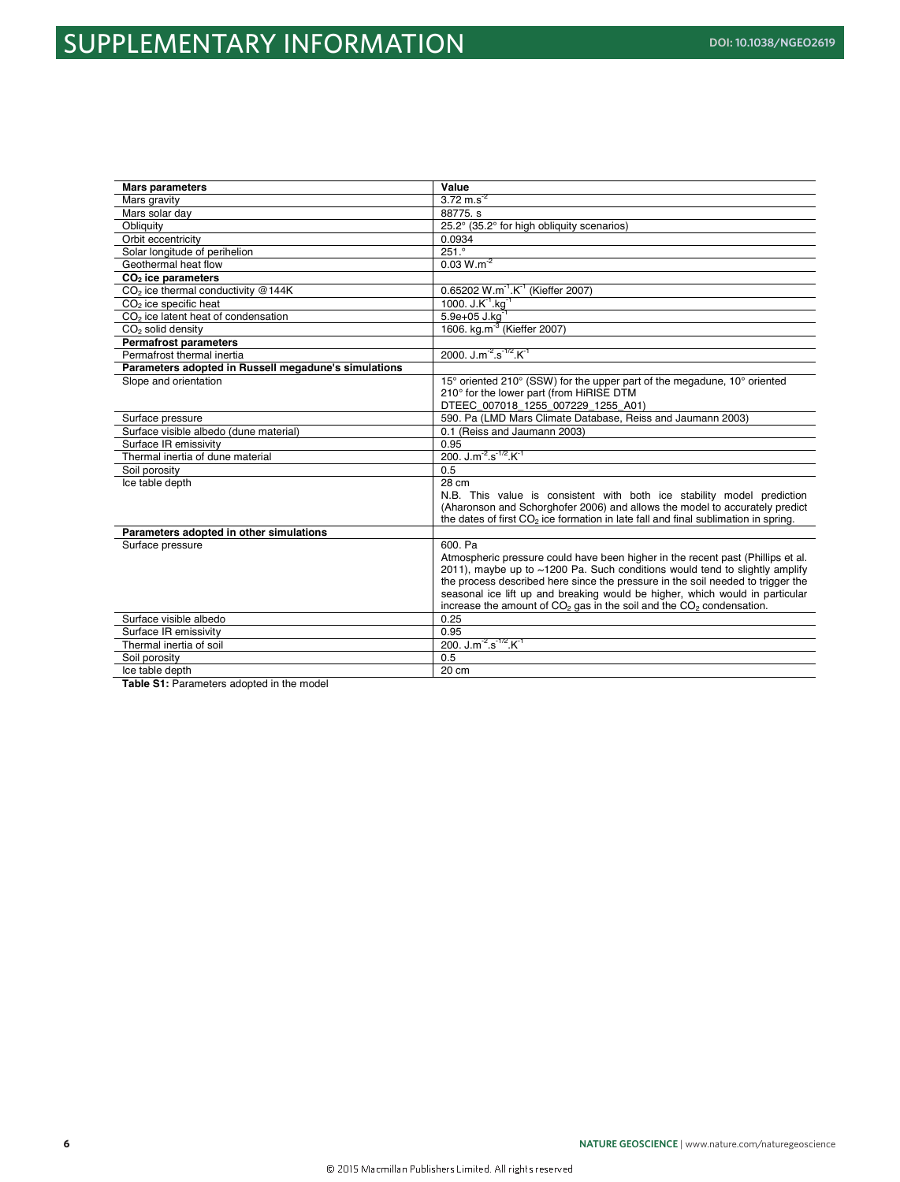| **Mars parameters** | **Value** |
| --- | --- |
| Mars gravity | 3.72 m.s$^{-2}$ |
| Mars solar day | 88775. s |
| Obliquity | 25.2° (35.2° for high obliquity scenarios) |
| Orbit eccentricity | 0.0934 |
| Solar longitude of perihelion | 251.° |
| Geothermal heat flow | 0.03 W.m$^{-2}$ |
| **$CO_2$ ice parameters** | |
| $CO_2$ ice thermal conductivity @144K | 0.65202 W.m$^{-1}$.K$^{-1}$ (Kieffer 2007) |
| $CO_2$ ice specific heat | 1000. J.K$^{-1}$.kg$^{-1}$ |
| $CO_2$ ice latent heat of condensation | 5.9e+05 J.kg$^{-1}$ |
| $CO_2$ solid density | 1606. kg.m$^{-3}$ (Kieffer 2007) |
| **Permafrost parameters** | |
| Permafrost thermal inertia | 2000. J.m$^{-2}$.s$^{-1/2}$.K$^{-1}$ |
| **Parameters adopted in Russell megadune's simulations** | |
| Slope and orientation | 15° oriented 210° (SSW) for the upper part of the megadune, 10° oriented 210° for the lower part (from HiRISE DTM DTEEC_007018_1255_007229_1255_A01) |
| Surface pressure | 590. Pa (LMD Mars Climate Database, Reiss and Jaumann 2003) |
| Surface visible albedo (dune material) | 0.1 (Reiss and Jaumann 2003) |
| Surface IR emissivity | 0.95 |
| Thermal inertia of dune material | 200. J.m$^{-2}$.s$^{-1/2}$.K$^{-1}$ |
| Soil porosity | 0.5 |
| Ice table depth | 28 cm<br>N.B. This value is consistent with both ice stability model prediction (Aharonson and Schorghofer 2006) and allows the model to accurately predict the dates of first $CO_2$ ice formation in late fall and final sublimation in spring. |
| **Parameters adopted in other simulations** | |
| Surface pressure | 600. Pa<br>Atmospheric pressure could have been higher in the recent past (Phillips et al. 2011), maybe up to ~1200 Pa. Such conditions would tend to slightly amplify the process described here since the pressure in the soil needed to trigger the seasonal ice lift up and breaking would be higher, which would in particular increase the amount of $CO_2$ gas in the soil and the $CO_2$ condensation. |
| Surface visible albedo | 0.25 |
| Surface IR emissivity | 0.95 |
| Thermal inertia of soil | 200. J.m$^{-2}$.s$^{-1/2}$.K$^{-1}$ |
| Soil porosity | 0.5 |
| Ice table depth | 20 cm |

**Table S1:** Parameters adopted in the model